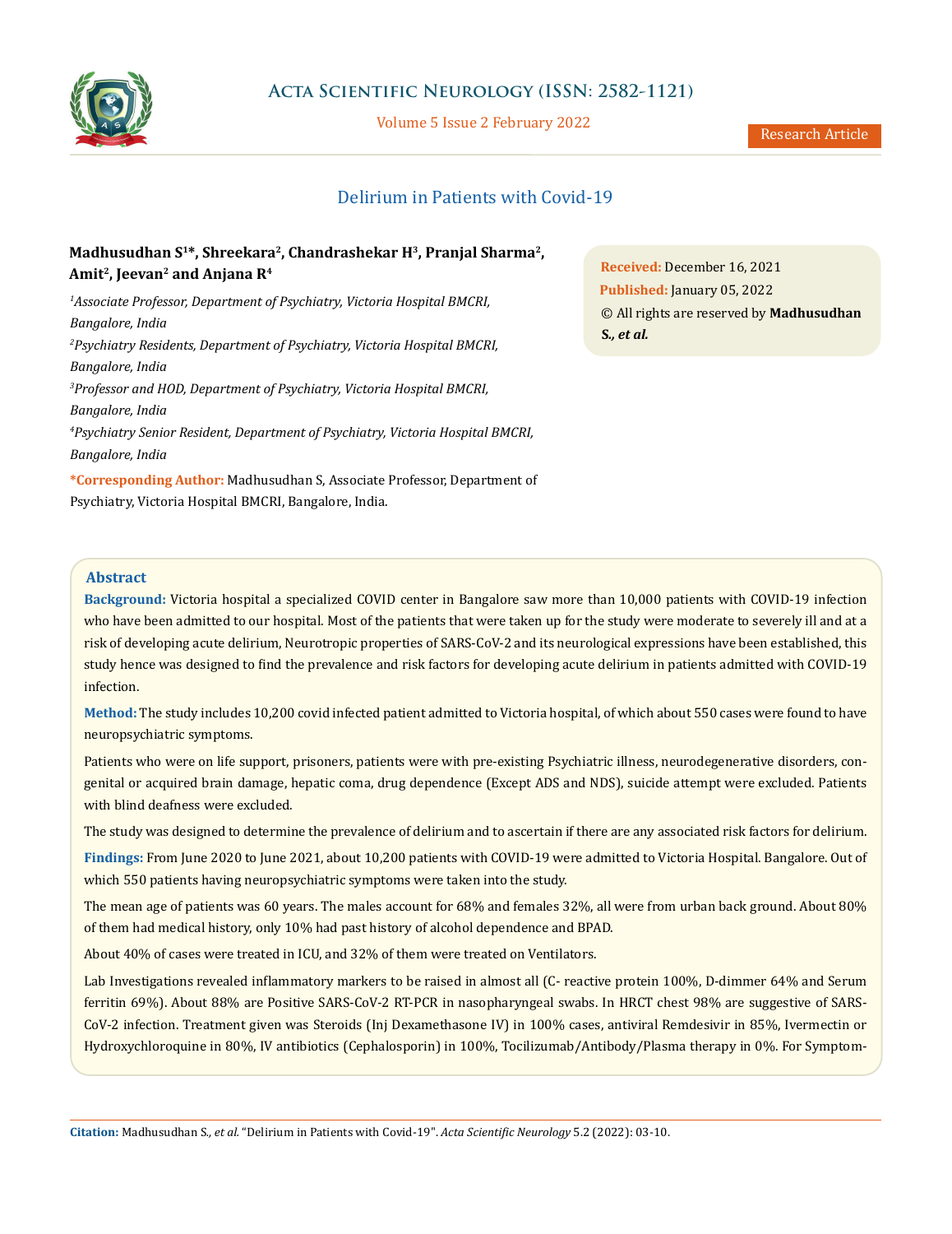# Delirium in Patients with Covid-19

**Madhusudhan S[1]*, Shreekara[2], Chandrashekar H[3], Pranjal Sharma[2], Amit[2], Jeevan[2] and Anjana R[4]**

*[1]Associate Professor, Department of Psychiatry, Victoria Hospital BMCRI, Bangalore, India*

*[2]Psychiatry Residents, Department of Psychiatry, Victoria Hospital BMCRI, Bangalore, India*

*[3]Professor and HOD, Department of Psychiatry, Victoria Hospital BMCRI, Bangalore, India*

*[4]Psychiatry Senior Resident, Department of Psychiatry, Victoria Hospital BMCRI, Bangalore, India*

**\*Corresponding Author:** Madhusudhan S, Associate Professor, Department of Psychiatry, Victoria Hospital BMCRI, Bangalore, India.

**Received:** December 16, 2021

**Published:** January 05, 2022

© All rights are reserved by **Madhusudhan S., *et al.***

## Abstract

**Background:** Victoria hospital a specialized COVID center in Bangalore saw more than 10,000 patients with COVID-19 infection who have been admitted to our hospital. Most of the patients that were taken up for the study were moderate to severely ill and at a risk of developing acute delirium, Neurotropic properties of SARS-CoV-2 and its neurological expressions have been established, this study hence was designed to find the prevalence and risk factors for developing acute delirium in patients admitted with COVID-19 infection.

**Method:** The study includes 10,200 covid infected patient admitted to Victoria hospital, of which about 550 cases were found to have neuropsychiatric symptoms.

Patients who were on life support, prisoners, patients were with pre-existing Psychiatric illness, neurodegenerative disorders, congenital or acquired brain damage, hepatic coma, drug dependence (Except ADS and NDS), suicide attempt were excluded. Patients with blind deafness were excluded.

The study was designed to determine the prevalence of delirium and to ascertain if there are any associated risk factors for delirium.

**Findings:** From June 2020 to June 2021, about 10,200 patients with COVID-19 were admitted to Victoria Hospital. Bangalore. Out of which 550 patients having neuropsychiatric symptoms were taken into the study.

The mean age of patients was 60 years. The males account for 68% and females 32%, all were from urban back ground. About 80% of them had medical history, only 10% had past history of alcohol dependence and BPAD.

About 40% of cases were treated in ICU, and 32% of them were treated on Ventilators.

Lab Investigations revealed inflammatory markers to be raised in almost all (C- reactive protein 100%, D-dimmer 64% and Serum ferritin 69%). About 88% are Positive SARS-CoV-2 RT-PCR in nasopharyngeal swabs. In HRCT chest 98% are suggestive of SARS-CoV-2 infection. Treatment given was Steroids (Inj Dexamethasone IV) in 100% cases, antiviral Remdesivir in 85%, Ivermectin or Hydroxychloroquine in 80%, IV antibiotics (Cephalosporin) in 100%, Tocilizumab/Antibody/Plasma therapy in 0%. For Symptom-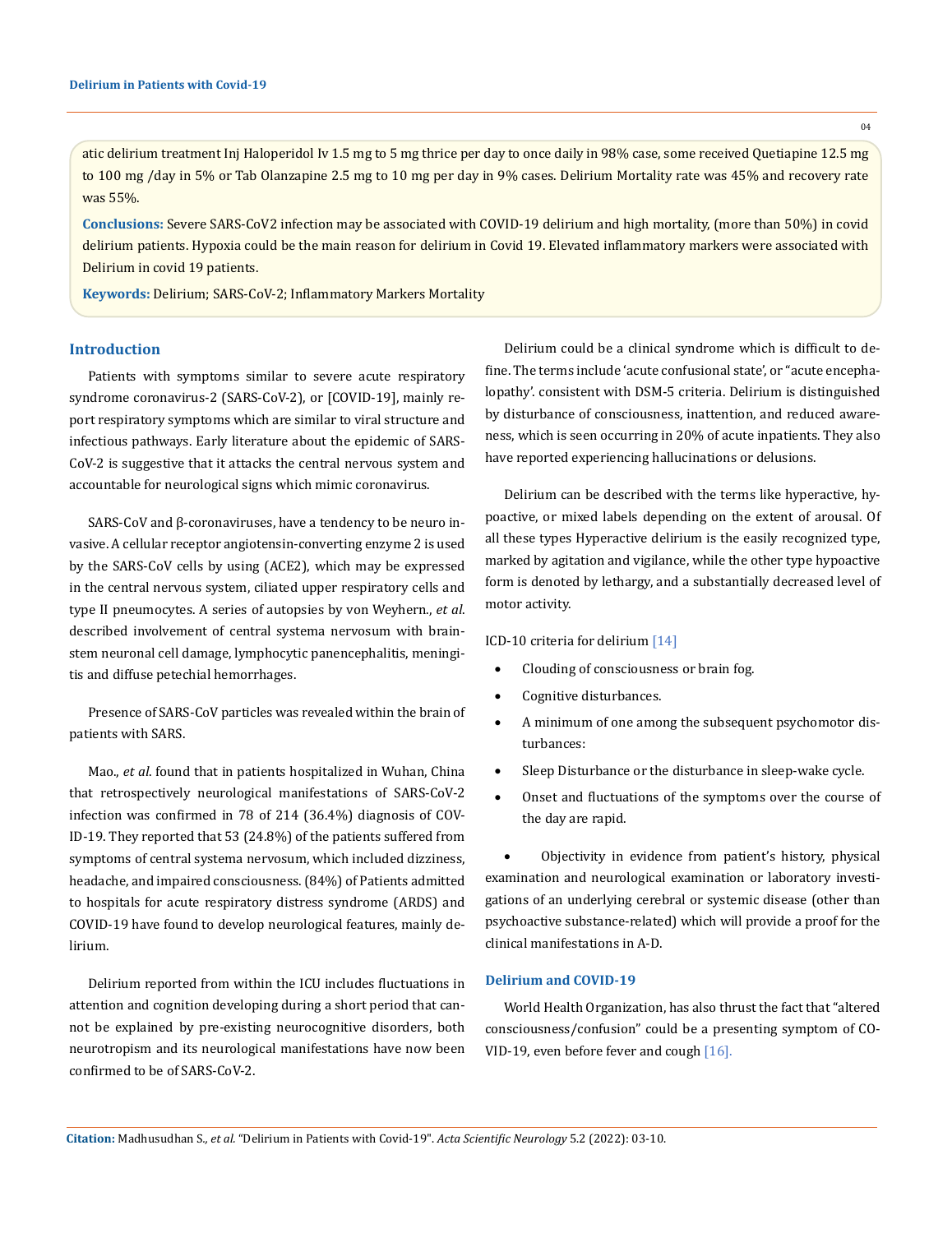atic delirium treatment Inj Haloperidol Iv 1.5 mg to 5 mg thrice per day to once daily in 98% case, some received Quetiapine 12.5 mg to 100 mg /day in 5% or Tab Olanzapine 2.5 mg to 10 mg per day in 9% cases. Delirium Mortality rate was 45% and recovery rate was 55%.

**Conclusions:** Severe SARS-CoV2 infection may be associated with COVID-19 delirium and high mortality, (more than 50%) in covid delirium patients. Hypoxia could be the main reason for delirium in Covid 19. Elevated inflammatory markers were associated with Delirium in covid 19 patients.

**Keywords:** Delirium; SARS-CoV-2; Inflammatory Markers Mortality

## Introduction

Patients with symptoms similar to severe acute respiratory syndrome coronavirus-2 (SARS-CoV-2), or [COVID-19], mainly report respiratory symptoms which are similar to viral structure and infectious pathways. Early literature about the epidemic of SARS-CoV-2 is suggestive that it attacks the central nervous system and accountable for neurological signs which mimic coronavirus.

SARS-CoV and β-coronaviruses, have a tendency to be neuro invasive. A cellular receptor angiotensin-converting enzyme 2 is used by the SARS-CoV cells by using (ACE2), which may be expressed in the central nervous system, ciliated upper respiratory cells and type II pneumocytes. A series of autopsies by von Weyhern., *et al*. described involvement of central systema nervosum with brainstem neuronal cell damage, lymphocytic panencephalitis, meningitis and diffuse petechial hemorrhages.

Presence of SARS-CoV particles was revealed within the brain of patients with SARS.

Mao., *et al*. found that in patients hospitalized in Wuhan, China that retrospectively neurological manifestations of SARS-CoV-2 infection was confirmed in 78 of 214 (36.4%) diagnosis of COVID-19. They reported that 53 (24.8%) of the patients suffered from symptoms of central systema nervosum, which included dizziness, headache, and impaired consciousness. (84%) of Patients admitted to hospitals for acute respiratory distress syndrome (ARDS) and COVID-19 have found to develop neurological features, mainly delirium.

Delirium reported from within the ICU includes fluctuations in attention and cognition developing during a short period that cannot be explained by pre-existing neurocognitive disorders, both neurotropism and its neurological manifestations have now been confirmed to be of SARS-CoV-2.

Delirium could be a clinical syndrome which is difficult to define. The terms include 'acute confusional state', or "acute encephalopathy'. consistent with DSM-5 criteria. Delirium is distinguished by disturbance of consciousness, inattention, and reduced awareness, which is seen occurring in 20% of acute inpatients. They also have reported experiencing hallucinations or delusions.

Delirium can be described with the terms like hyperactive, hypoactive, or mixed labels depending on the extent of arousal. Of all these types Hyperactive delirium is the easily recognized type, marked by agitation and vigilance, while the other type hypoactive form is denoted by lethargy, and a substantially decreased level of motor activity.

ICD-10 criteria for delirium [14]

- Clouding of consciousness or brain fog.
- Cognitive disturbances.
- A minimum of one among the subsequent psychomotor disturbances:
- Sleep Disturbance or the disturbance in sleep-wake cycle.
- Onset and fluctuations of the symptoms over the course of the day are rapid.
- Objectivity in evidence from patient's history, physical examination and neurological examination or laboratory investigations of an underlying cerebral or systemic disease (other than psychoactive substance-related) which will provide a proof for the clinical manifestations in A-D.

### Delirium and COVID-19

World Health Organization, has also thrust the fact that "altered consciousness/confusion" could be a presenting symptom of COVID-19, even before fever and cough [16].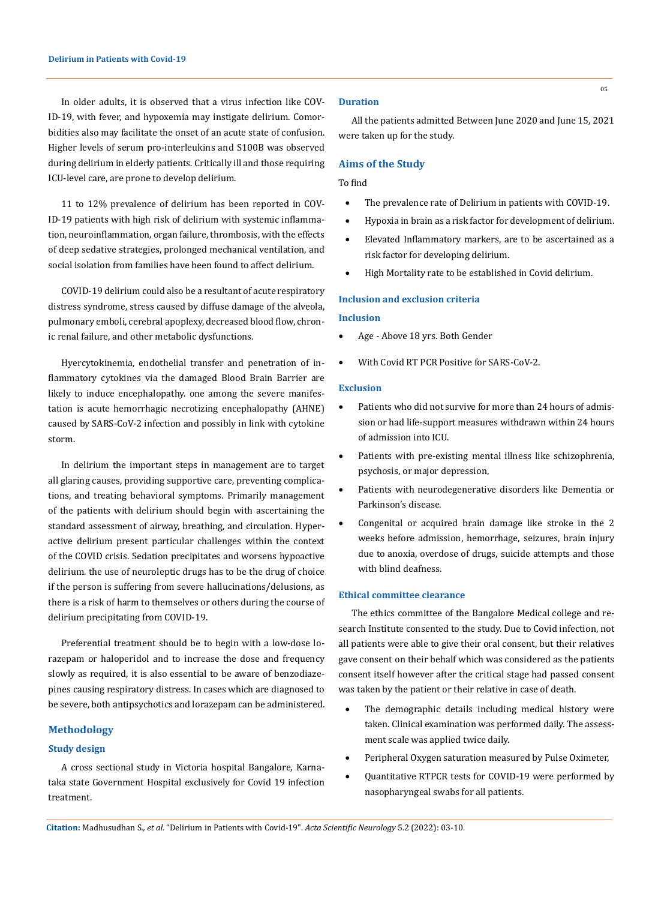In older adults, it is observed that a virus infection like COVID-19, with fever, and hypoxemia may instigate delirium. Comorbidities also may facilitate the onset of an acute state of confusion. Higher levels of serum pro-interleukins and S100B was observed during delirium in elderly patients. Critically ill and those requiring ICU-level care, are prone to develop delirium.

11 to 12% prevalence of delirium has been reported in COVID-19 patients with high risk of delirium with systemic inflammation, neuroinflammation, organ failure, thrombosis, with the effects of deep sedative strategies, prolonged mechanical ventilation, and social isolation from families have been found to affect delirium.

COVID-19 delirium could also be a resultant of acute respiratory distress syndrome, stress caused by diffuse damage of the alveola, pulmonary emboli, cerebral apoplexy, decreased blood flow, chronic renal failure, and other metabolic dysfunctions.

Hyercytokinemia, endothelial transfer and penetration of inflammatory cytokines via the damaged Blood Brain Barrier are likely to induce encephalopathy. one among the severe manifestation is acute hemorrhagic necrotizing encephalopathy (AHNE) caused by SARS-CoV-2 infection and possibly in link with cytokine storm.

In delirium the important steps in management are to target all glaring causes, providing supportive care, preventing complications, and treating behavioral symptoms. Primarily management of the patients with delirium should begin with ascertaining the standard assessment of airway, breathing, and circulation. Hyperactive delirium present particular challenges within the context of the COVID crisis. Sedation precipitates and worsens hypoactive delirium. the use of neuroleptic drugs has to be the drug of choice if the person is suffering from severe hallucinations/delusions, as there is a risk of harm to themselves or others during the course of delirium precipitating from COVID-19.

Preferential treatment should be to begin with a low-dose lorazepam or haloperidol and to increase the dose and frequency slowly as required, it is also essential to be aware of benzodiazepines causing respiratory distress. In cases which are diagnosed to be severe, both antipsychotics and lorazepam can be administered.

## Methodology

### Study design

A cross sectional study in Victoria hospital Bangalore, Karnataka state Government Hospital exclusively for Covid 19 infection treatment.

### Duration

All the patients admitted Between June 2020 and June 15, 2021 were taken up for the study.

## Aims of the Study

To find

- The prevalence rate of Delirium in patients with COVID-19.
- Hypoxia in brain as a risk factor for development of delirium.
- Elevated Inflammatory markers, are to be ascertained as a risk factor for developing delirium.
- High Mortality rate to be established in Covid delirium.

### Inclusion and exclusion criteria

### Inclusion

- Age - Above 18 yrs. Both Gender
- With Covid RT PCR Positive for SARS-CoV-2.

### Exclusion

- Patients who did not survive for more than 24 hours of admission or had life-support measures withdrawn within 24 hours of admission into ICU.
- Patients with pre-existing mental illness like schizophrenia, psychosis, or major depression,
- Patients with neurodegenerative disorders like Dementia or Parkinson's disease.
- Congenital or acquired brain damage like stroke in the 2 weeks before admission, hemorrhage, seizures, brain injury due to anoxia, overdose of drugs, suicide attempts and those with blind deafness.

### Ethical committee clearance

The ethics committee of the Bangalore Medical college and research Institute consented to the study. Due to Covid infection, not all patients were able to give their oral consent, but their relatives gave consent on their behalf which was considered as the patients consent itself however after the critical stage had passed consent was taken by the patient or their relative in case of death.

- The demographic details including medical history were taken. Clinical examination was performed daily. The assessment scale was applied twice daily.
- Peripheral Oxygen saturation measured by Pulse Oximeter,
- Quantitative RTPCR tests for COVID-19 were performed by nasopharyngeal swabs for all patients.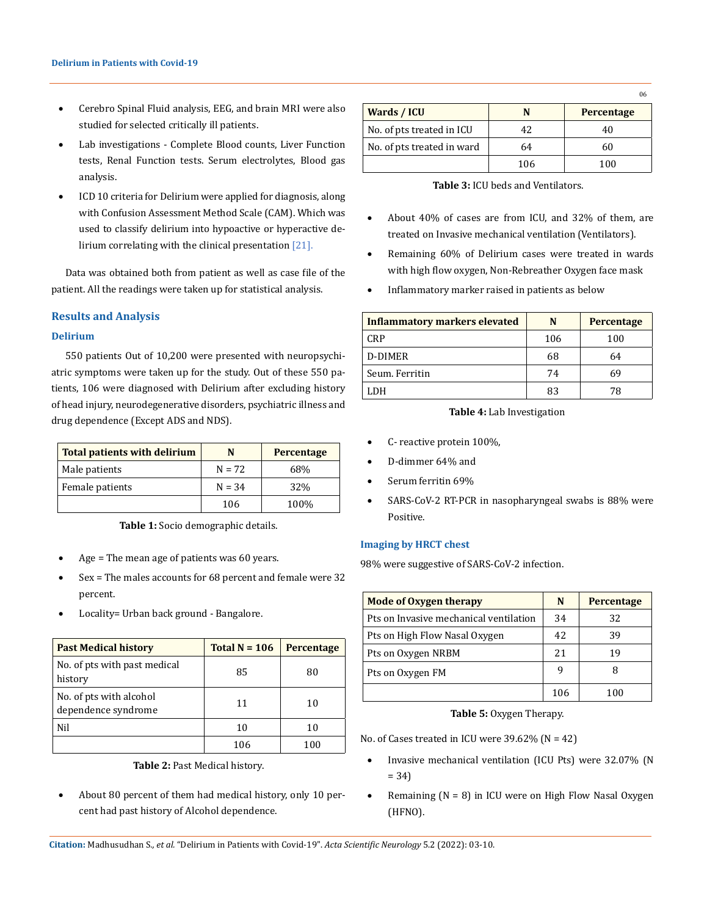- Cerebro Spinal Fluid analysis, EEG, and brain MRI were also studied for selected critically ill patients.
- Lab investigations - Complete Blood counts, Liver Function tests, Renal Function tests. Serum electrolytes, Blood gas analysis.
- ICD 10 criteria for Delirium were applied for diagnosis, along with Confusion Assessment Method Scale (CAM). Which was used to classify delirium into hypoactive or hyperactive delirium correlating with the clinical presentation [21].

Data was obtained both from patient as well as case file of the patient. All the readings were taken up for statistical analysis.

## Results and Analysis

### Delirium

550 patients Out of 10,200 were presented with neuropsychiatric symptoms were taken up for the study. Out of these 550 patients, 106 were diagnosed with Delirium after excluding history of head injury, neurodegenerative disorders, psychiatric illness and drug dependence (Except ADS and NDS).

| Total patients with delirium | N | Percentage |
|---|---|---|
| Male patients | N = 72 | 68% |
| Female patients | N = 34 | 32% |
| | 106 | 100% |

**Table 1:** Socio demographic details.

- Age = The mean age of patients was 60 years.
- Sex = The males accounts for 68 percent and female were 32 percent.
- Locality= Urban back ground - Bangalore.

| Past Medical history | Total N = 106 | Percentage |
|---|---|---|
| No. of pts with past medical history | 85 | 80 |
| No. of pts with alcohol dependence syndrome | 11 | 10 |
| Nil | 10 | 10 |
| | 106 | 100 |

**Table 2:** Past Medical history.

- About 80 percent of them had medical history, only 10 percent had past history of Alcohol dependence.

| Wards / ICU | N | Percentage |
|---|---|---|
| No. of pts treated in ICU | 42 | 40 |
| No. of pts treated in ward | 64 | 60 |
| | 106 | 100 |

**Table 3:** ICU beds and Ventilators.

- About 40% of cases are from ICU, and 32% of them, are treated on Invasive mechanical ventilation (Ventilators).
- Remaining 60% of Delirium cases were treated in wards with high flow oxygen, Non-Rebreather Oxygen face mask
- Inflammatory marker raised in patients as below

| Inflammatory markers elevated | N | Percentage |
|---|---|---|
| CRP | 106 | 100 |
| D-DIMER | 68 | 64 |
| Seum. Ferritin | 74 | 69 |
| LDH | 83 | 78 |

**Table 4:** Lab Investigation

- C- reactive protein 100%,
- D-dimmer 64% and
- Serum ferritin 69%
- SARS-CoV-2 RT-PCR in nasopharyngeal swabs is 88% were Positive.

### Imaging by HRCT chest

98% were suggestive of SARS-CoV-2 infection.

| Mode of Oxygen therapy | N | Percentage |
|---|---|---|
| Pts on Invasive mechanical ventilation | 34 | 32 |
| Pts on High Flow Nasal Oxygen | 42 | 39 |
| Pts on Oxygen NRBM | 21 | 19 |
| Pts on Oxygen FM | 9 | 8 |
| | 106 | 100 |

**Table 5:** Oxygen Therapy.

No. of Cases treated in ICU were 39.62% (N = 42)

- Invasive mechanical ventilation (ICU Pts) were 32.07% (N = 34)
- Remaining (N = 8) in ICU were on High Flow Nasal Oxygen (HFNO).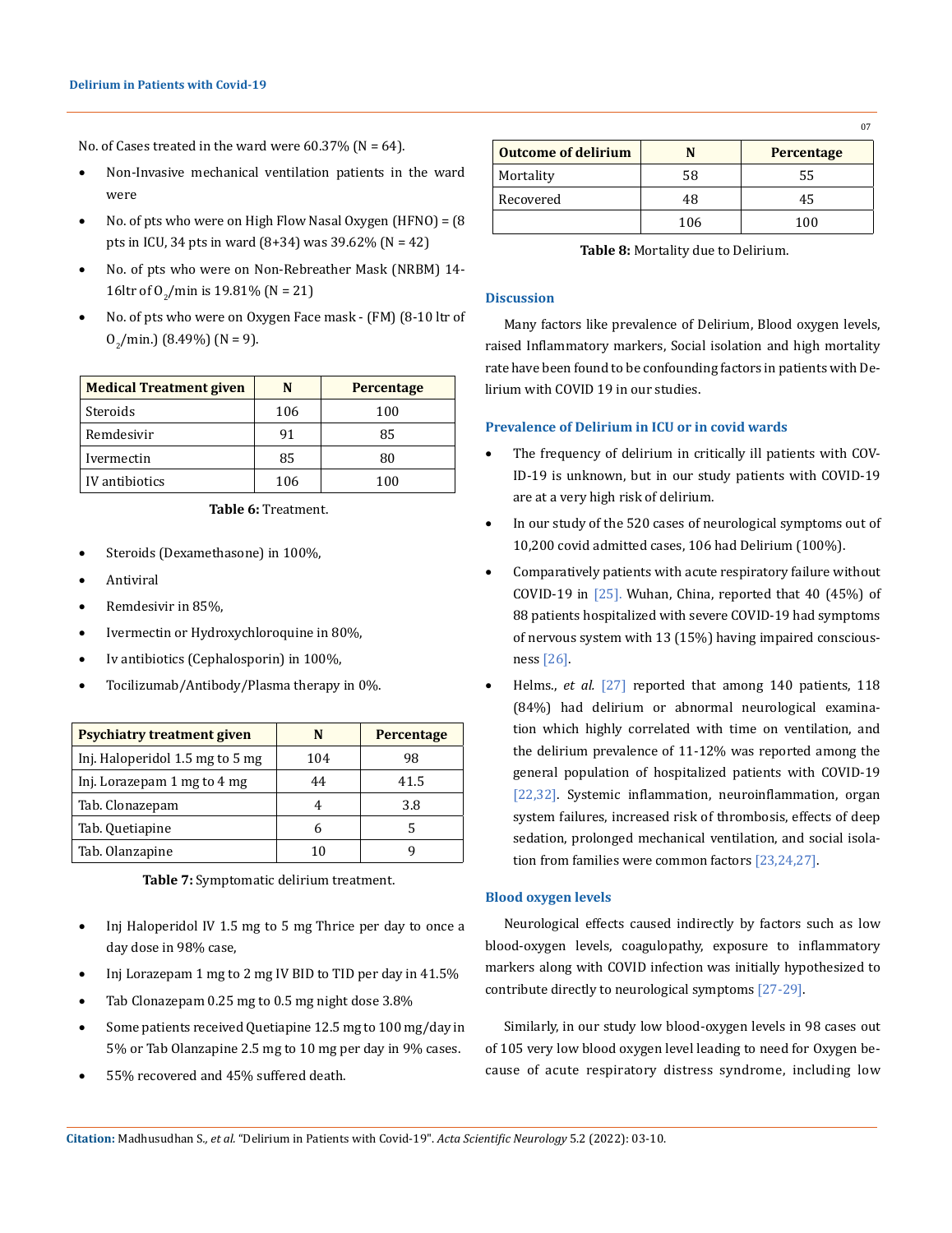No. of Cases treated in the ward were 60.37% (N = 64).

- Non-Invasive mechanical ventilation patients in the ward were
- No. of pts who were on High Flow Nasal Oxygen (HFNO) = (8 pts in ICU, 34 pts in ward (8+34) was 39.62% (N = 42)
- No. of pts who were on Non-Rebreather Mask (NRBM) 14-16ltr of $O_2$/min is 19.81% (N = 21)
- No. of pts who were on Oxygen Face mask - (FM) (8-10 ltr of $O_2$/min.) (8.49%) (N = 9).

| Medical Treatment given | N | Percentage |
|---|---|---|
| Steroids | 106 | 100 |
| Remdesivir | 91 | 85 |
| Ivermectin | 85 | 80 |
| IV antibiotics | 106 | 100 |

**Table 6:** Treatment.

- Steroids (Dexamethasone) in 100%,
- Antiviral
- Remdesivir in 85%,
- Ivermectin or Hydroxychloroquine in 80%,
- Iv antibiotics (Cephalosporin) in 100%,
- Tocilizumab/Antibody/Plasma therapy in 0%.

| Psychiatry treatment given | N | Percentage |
|---|---|---|
| Inj. Haloperidol 1.5 mg to 5 mg | 104 | 98 |
| Inj. Lorazepam 1 mg to 4 mg | 44 | 41.5 |
| Tab. Clonazepam | 4 | 3.8 |
| Tab. Quetiapine | 6 | 5 |
| Tab. Olanzapine | 10 | 9 |

**Table 7:** Symptomatic delirium treatment.

- Inj Haloperidol IV 1.5 mg to 5 mg Thrice per day to once a day dose in 98% case,
- Inj Lorazepam 1 mg to 2 mg IV BID to TID per day in 41.5%
- Tab Clonazepam 0.25 mg to 0.5 mg night dose 3.8%
- Some patients received Quetiapine 12.5 mg to 100 mg/day in 5% or Tab Olanzapine 2.5 mg to 10 mg per day in 9% cases.
- 55% recovered and 45% suffered death.

| Outcome of delirium | N | Percentage |
|---|---|---|
| Mortality | 58 | 55 |
| Recovered | 48 | 45 |
| | 106 | 100 |

**Table 8:** Mortality due to Delirium.

## Discussion

Many factors like prevalence of Delirium, Blood oxygen levels, raised Inflammatory markers, Social isolation and high mortality rate have been found to be confounding factors in patients with Delirium with COVID 19 in our studies.

### Prevalence of Delirium in ICU or in covid wards

- The frequency of delirium in critically ill patients with COVID-19 is unknown, but in our study patients with COVID-19 are at a very high risk of delirium.
- In our study of the 520 cases of neurological symptoms out of 10,200 covid admitted cases, 106 had Delirium (100%).
- Comparatively patients with acute respiratory failure without COVID-19 in [25]. Wuhan, China, reported that 40 (45%) of 88 patients hospitalized with severe COVID-19 had symptoms of nervous system with 13 (15%) having impaired consciousness [26].
- Helms., *et al.* [27] reported that among 140 patients, 118 (84%) had delirium or abnormal neurological examination which highly correlated with time on ventilation, and the delirium prevalence of 11-12% was reported among the general population of hospitalized patients with COVID-19 [22,32]. Systemic inflammation, neuroinflammation, organ system failures, increased risk of thrombosis, effects of deep sedation, prolonged mechanical ventilation, and social isolation from families were common factors [23,24,27].

### Blood oxygen levels

Neurological effects caused indirectly by factors such as low blood-oxygen levels, coagulopathy, exposure to inflammatory markers along with COVID infection was initially hypothesized to contribute directly to neurological symptoms [27-29].

Similarly, in our study low blood-oxygen levels in 98 cases out of 105 very low blood oxygen level leading to need for Oxygen because of acute respiratory distress syndrome, including low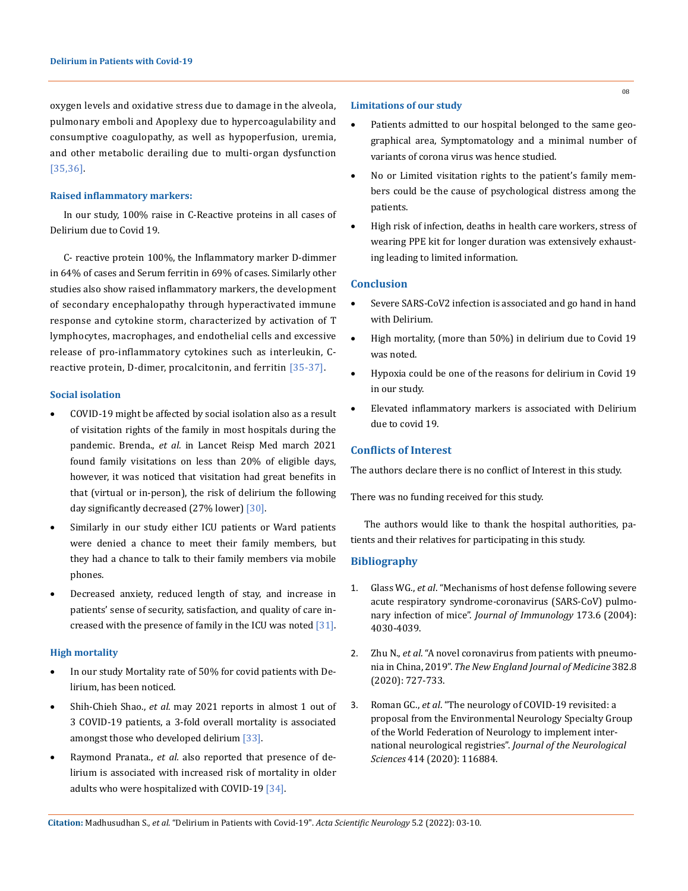oxygen levels and oxidative stress due to damage in the alveola, pulmonary emboli and Apoplexy due to hypercoagulability and consumptive coagulopathy, as well as hypoperfusion, uremia, and other metabolic derailing due to multi-organ dysfunction [35,36].

### Raised inflammatory markers:

In our study, 100% raise in C-Reactive proteins in all cases of Delirium due to Covid 19.

C- reactive protein 100%, the Inflammatory marker D-dimmer in 64% of cases and Serum ferritin in 69% of cases. Similarly other studies also show raised inflammatory markers, the development of secondary encephalopathy through hyperactivated immune response and cytokine storm, characterized by activation of T lymphocytes, macrophages, and endothelial cells and excessive release of pro-inflammatory cytokines such as interleukin, C-reactive protein, D-dimer, procalcitonin, and ferritin [35-37].

### Social isolation

- COVID-19 might be affected by social isolation also as a result of visitation rights of the family in most hospitals during the pandemic. Brenda., *et al.* in Lancet Reisp Med march 2021 found family visitations on less than 20% of eligible days, however, it was noticed that visitation had great benefits in that (virtual or in-person), the risk of delirium the following day significantly decreased (27% lower) [30].
- Similarly in our study either ICU patients or Ward patients were denied a chance to meet their family members, but they had a chance to talk to their family members via mobile phones.
- Decreased anxiety, reduced length of stay, and increase in patients' sense of security, satisfaction, and quality of care increased with the presence of family in the ICU was noted [31].

### High mortality

- In our study Mortality rate of 50% for covid patients with Delirium, has been noticed.
- Shih-Chieh Shao., *et al.* may 2021 reports in almost 1 out of 3 COVID-19 patients, a 3-fold overall mortality is associated amongst those who developed delirium [33].
- Raymond Pranata., *et al.* also reported that presence of delirium is associated with increased risk of mortality in older adults who were hospitalized with COVID-19 [34].

### Limitations of our study

- Patients admitted to our hospital belonged to the same geographical area, Symptomatology and a minimal number of variants of corona virus was hence studied.
- No or Limited visitation rights to the patient's family members could be the cause of psychological distress among the patients.
- High risk of infection, deaths in health care workers, stress of wearing PPE kit for longer duration was extensively exhausting leading to limited information.

## Conclusion

- Severe SARS-CoV2 infection is associated and go hand in hand with Delirium.
- High mortality, (more than 50%) in delirium due to Covid 19 was noted.
- Hypoxia could be one of the reasons for delirium in Covid 19 in our study.
- Elevated inflammatory markers is associated with Delirium due to covid 19.

## Conflicts of Interest

The authors declare there is no conflict of Interest in this study.

There was no funding received for this study.

The authors would like to thank the hospital authorities, patients and their relatives for participating in this study.

## Bibliography

1. Glass WG., *et al*. "Mechanisms of host defense following severe acute respiratory syndrome-coronavirus (SARS-CoV) pulmonary infection of mice". *Journal of Immunology* 173.6 (2004): 4030-4039.
2. Zhu N., *et al*. "A novel coronavirus from patients with pneumonia in China, 2019". *The New England Journal of Medicine* 382.8 (2020): 727-733.
3. Roman GC., *et al*. "The neurology of COVID-19 revisited: a proposal from the Environmental Neurology Specialty Group of the World Federation of Neurology to implement international neurological registries". *Journal of the Neurological Sciences* 414 (2020): 116884.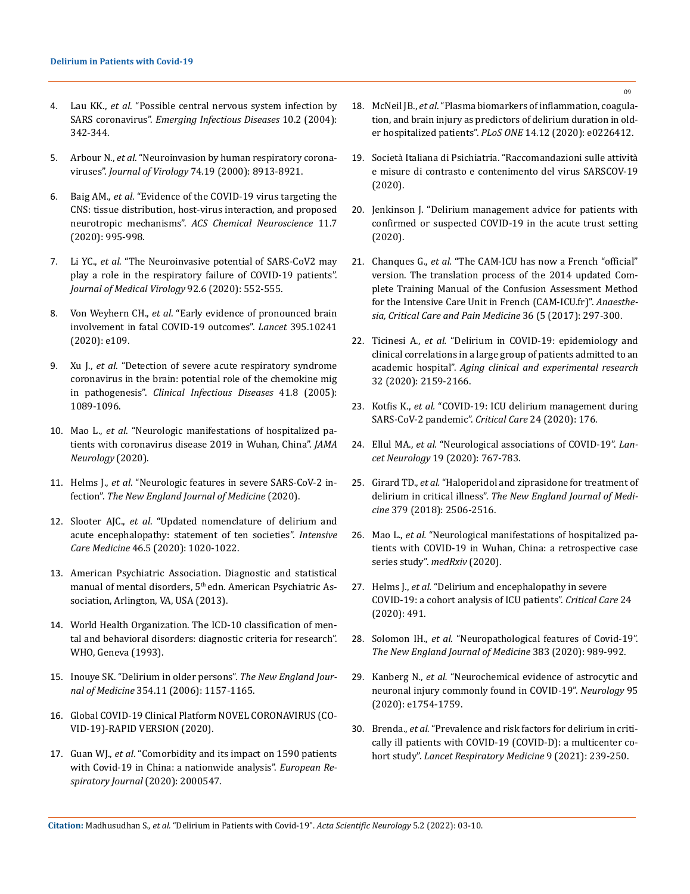4. Lau KK., *et al*. "Possible central nervous system infection by SARS coronaviruses". *Emerging Infectious Diseases* 10.2 (2004): 342-344.

5. Arbour N., *et al*. "Neuroinvasion by human respiratory coronaviruses". *Journal of Virology* 74.19 (2000): 8913-8921.

6. Baig AM., *et al*. "Evidence of the COVID-19 virus targeting the CNS: tissue distribution, host-virus interaction, and proposed neurotropic mechanisms". *ACS Chemical Neuroscience* 11.7 (2020): 995-998.

7. Li YC., *et al*. "The Neuroinvasive potential of SARS-CoV2 may play a role in the respiratory failure of COVID-19 patients". *Journal of Medical Virology* 92.6 (2020): 552-555.

8. Von Weyhern CH., *et al*. "Early evidence of pronounced brain involvement in fatal COVID-19 outcomes". *Lancet* 395.10241 (2020): e109.

9. Xu J., *et al*. "Detection of severe acute respiratory syndrome coronavirus in the brain: potential role of the chemokine mig in pathogenesis". *Clinical Infectious Diseases* 41.8 (2005): 1089-1096.

10. Mao L., *et al*. "Neurologic manifestations of hospitalized patients with coronavirus disease 2019 in Wuhan, China". *JAMA Neurology* (2020).

11. Helms J., *et al*. "Neurologic features in severe SARS-CoV-2 infection". *The New England Journal of Medicine* (2020).

12. Slooter AJC., *et al*. "Updated nomenclature of delirium and acute encephalopathy: statement of ten societies". *Intensive Care Medicine* 46.5 (2020): 1020-1022.

13. American Psychiatric Association. Diagnostic and statistical manual of mental disorders, 5th edn. American Psychiatric Association, Arlington, VA, USA (2013).

14. World Health Organization. The ICD-10 classification of mental and behavioral disorders: diagnostic criteria for research". WHO, Geneva (1993).

15. Inouye SK. "Delirium in older persons". *The New England Journal of Medicine* 354.11 (2006): 1157-1165.

16. Global COVID-19 Clinical Platform NOVEL CORONAVIRUS (COVID-19)-RAPID VERSION (2020).

17. Guan WJ., *et al*. "Comorbidity and its impact on 1590 patients with Covid-19 in China: a nationwide analysis". *European Respiratory Journal* (2020): 2000547.

18. McNeil JB., *et al*. "Plasma biomarkers of inflammation, coagulation, and brain injury as predictors of delirium duration in older hospitalized patients". *PLoS ONE* 14.12 (2020): e0226412.

19. Società Italiana di Psichiatria. "Raccomandazioni sulle attività e misure di contrasto e contenimento del virus SARSCOV-19 (2020).

20. Jenkinson J. "Delirium management advice for patients with confirmed or suspected COVID-19 in the acute trust setting (2020).

21. Chanques G., *et al*. "The CAM-ICU has now a French "official" version. The translation process of the 2014 updated Complete Training Manual of the Confusion Assessment Method for the Intensive Care Unit in French (CAM-ICU.fr)". *Anaesthesia, Critical Care and Pain Medicine* 36 (5 (2017): 297-300.

22. Ticinesi A., *et al*. "Delirium in COVID-19: epidemiology and clinical correlations in a large group of patients admitted to an academic hospital". *Aging clinical and experimental research* 32 (2020): 2159-2166.

23. Kotfis K., *et al*. "COVID-19: ICU delirium management during SARS-CoV-2 pandemic". *Critical Care* 24 (2020): 176.

24. Ellul MA., *et al*. "Neurological associations of COVID-19". *Lancet Neurology* 19 (2020): 767-783.

25. Girard TD., *et al*. "Haloperidol and ziprasidone for treatment of delirium in critical illness". *The New England Journal of Medicine* 379 (2018): 2506-2516.

26. Mao L., *et al*. "Neurological manifestations of hospitalized patients with COVID-19 in Wuhan, China: a retrospective case series study". *medRxiv* (2020).

27. Helms J., *et al*. "Delirium and encephalopathy in severe COVID-19: a cohort analysis of ICU patients". *Critical Care* 24 (2020): 491.

28. Solomon IH., *et al*. "Neuropathological features of Covid-19". *The New England Journal of Medicine* 383 (2020): 989-992.

29. Kanberg N., *et al*. "Neurochemical evidence of astrocytic and neuronal injury commonly found in COVID-19". *Neurology* 95 (2020): e1754-1759.

30. Brenda., *et al*. "Prevalence and risk factors for delirium in critically ill patients with COVID-19 (COVID-D): a multicenter cohort study". *Lancet Respiratory Medicine* 9 (2021): 239-250.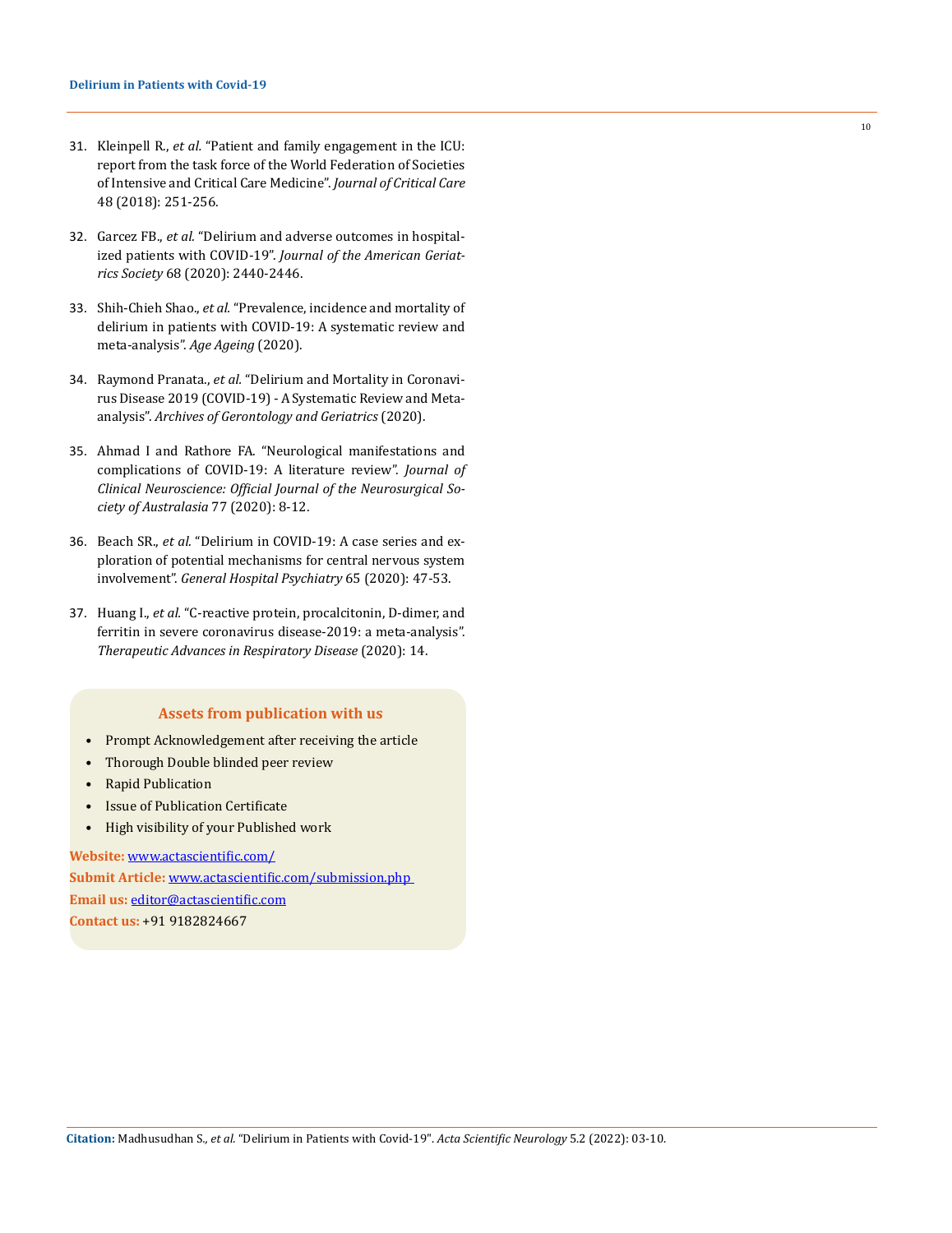31. Kleinpell R., *et al.* "Patient and family engagement in the ICU: report from the task force of the World Federation of Societies of Intensive and Critical Care Medicine". *Journal of Critical Care* 48 (2018): 251-256.

32. Garcez FB., *et al.* "Delirium and adverse outcomes in hospitalized patients with COVID-19". *Journal of the American Geriatrics Society* 68 (2020): 2440-2446.

33. Shih-Chieh Shao., *et al.* "Prevalence, incidence and mortality of delirium in patients with COVID-19: A systematic review and meta-analysis". *Age Ageing* (2020).

34. Raymond Pranata., *et al.* "Delirium and Mortality in Coronavirus Disease 2019 (COVID-19) - A Systematic Review and Meta-analysis". *Archives of Gerontology and Geriatrics* (2020).

35. Ahmad I and Rathore FA. "Neurological manifestations and complications of COVID-19: A literature review". *Journal of Clinical Neuroscience: Official Journal of the Neurosurgical Society of Australasia* 77 (2020): 8-12.

36. Beach SR., *et al.* "Delirium in COVID-19: A case series and exploration of potential mechanisms for central nervous system involvement". *General Hospital Psychiatry* 65 (2020): 47-53.

37. Huang I., *et al.* "C-reactive protein, procalcitonin, D-dimer, and ferritin in severe coronavirus disease-2019: a meta-analysis". *Therapeutic Advances in Respiratory Disease* (2020): 14.

**Assets from publication with us**

- Prompt Acknowledgement after receiving the article
- Thorough Double blinded peer review
- Rapid Publication
- Issue of Publication Certificate
- High visibility of your Published work

**Website:** www.actascientific.com/
**Submit Article:** www.actascientific.com/submission.php
**Email us:** editor@actascientific.com
**Contact us:** +91 9182824667